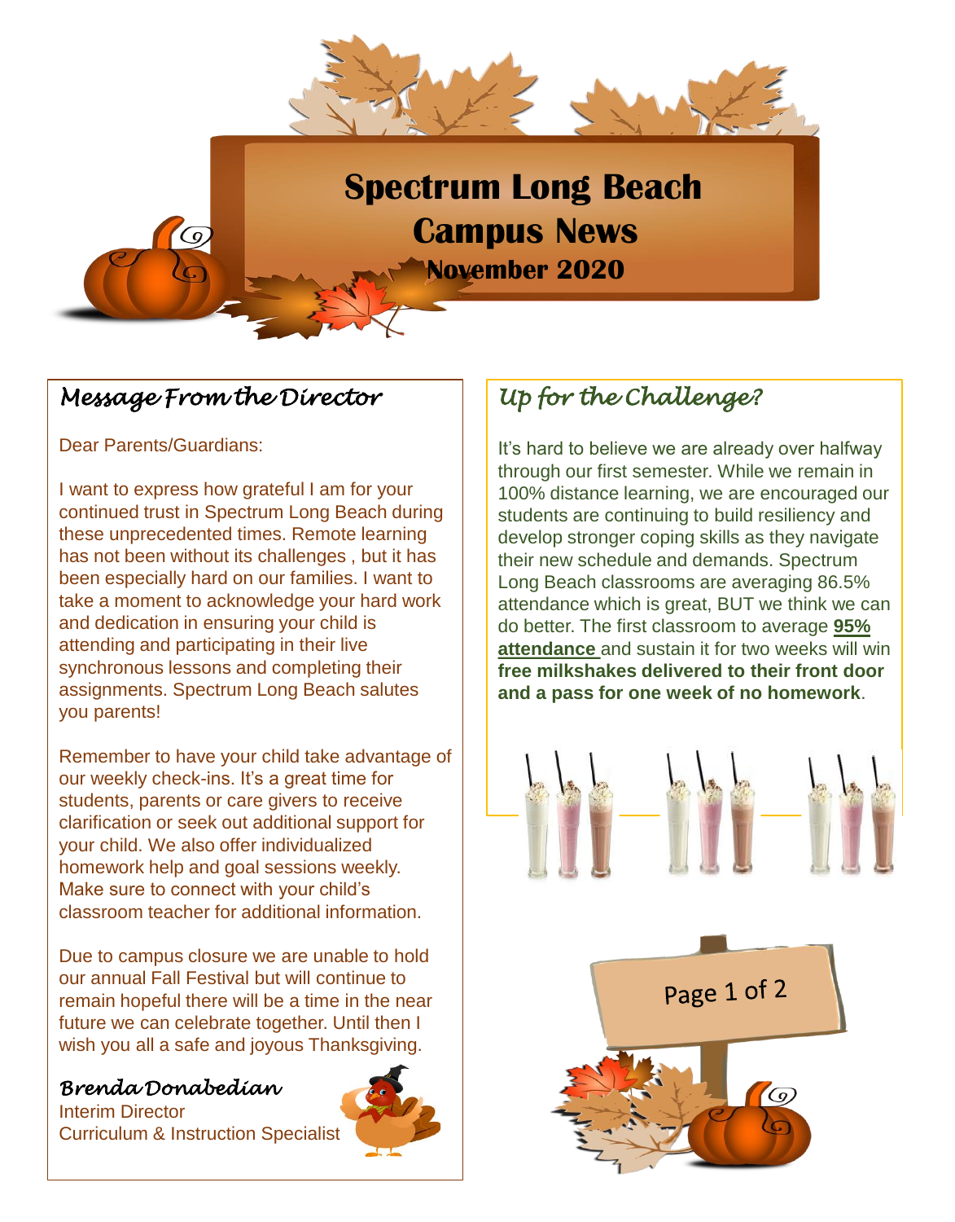# Spectrum Long Beach Campus News

**November 2020**

## *Message From the Director*

Dear Parents/Guardians:

I want to express how grateful I am for your continued trust in Spectrum Long Beach during these unprecedented times. Remote learning has not been without its challenges , but it has been especially hard on our families. I want to take a moment to acknowledge your hard work and dedication in ensuring your child is attending and participating in their live synchronous lessons and completing their assignments. Spectrum Long Beach salutes you parents!

Remember to have your child take advantage of our weekly check-ins. It's a great time for students, parents or care givers to receive clarification or seek out additional support for your child. We also offer individualized homework help and goal sessions weekly. Make sure to connect with your child's classroom teacher for additional information.

Due to campus closure we are unable to hold our annual Fall Festival but will continue to remain hopeful there will be a time in the near future we can celebrate together. Until then I wish you all a safe and joyous Thanksgiving.

*Brenda Donabedian*
Interim Director
Curriculum & Instruction Specialist

## *Up for the Challenge?*

It's hard to believe we are already over halfway through our first semester. While we remain in 100% distance learning, we are encouraged our students are continuing to build resiliency and develop stronger coping skills as they navigate their new schedule and demands. Spectrum Long Beach classrooms are averaging 86.5% attendance which is great, BUT we think we can do better. The first classroom to average **95% attendance** and sustain it for two weeks will win **free milkshakes delivered to their front door and a pass for one week of no homework**.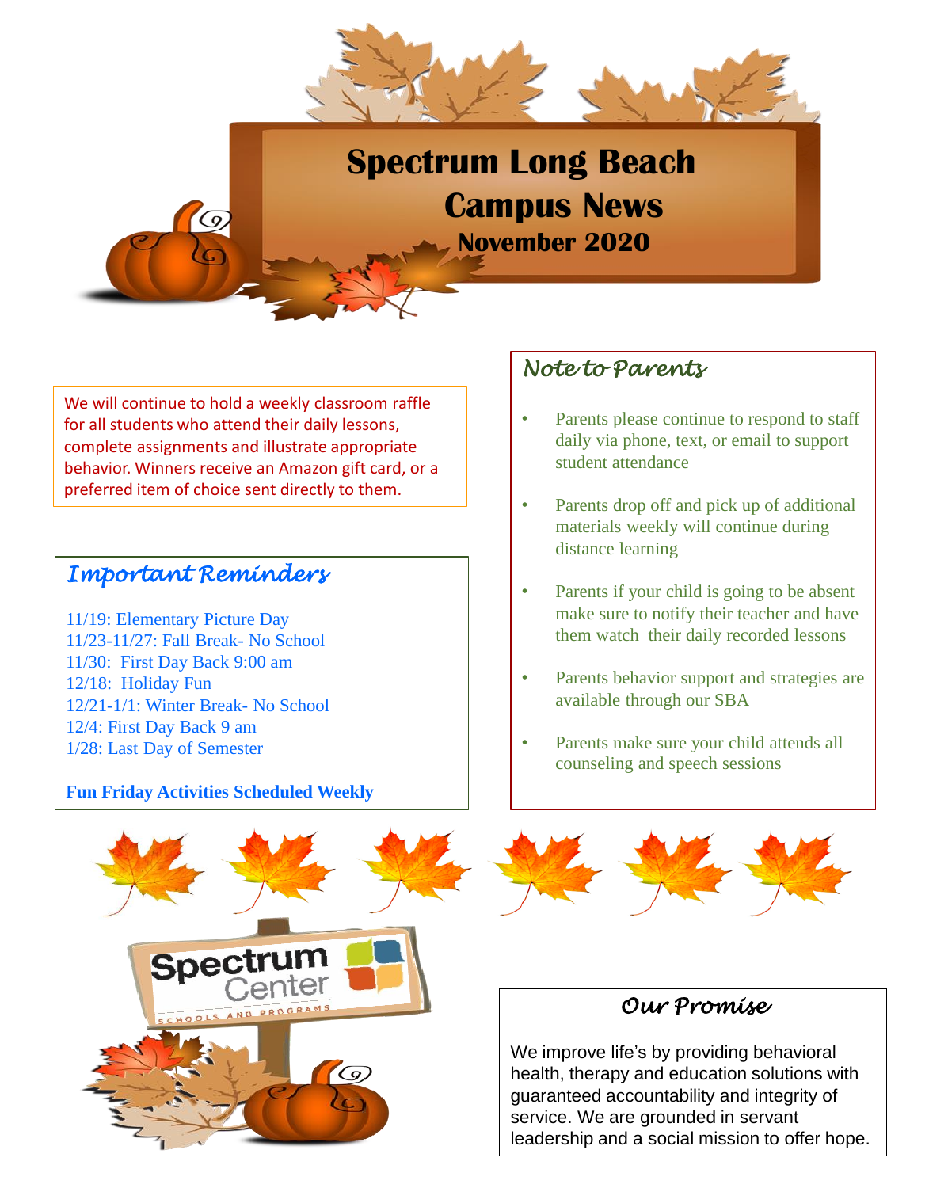# Spectrum Long Beach Campus News

## November 2020

We will continue to hold a weekly classroom raffle for all students who attend their daily lessons, complete assignments and illustrate appropriate behavior. Winners receive an Amazon gift card, or a preferred item of choice sent directly to them.

## *Important Reminders*

11/19: Elementary Picture Day
11/23-11/27: Fall Break- No School
11/30: First Day Back 9:00 am
12/18: Holiday Fun
12/21-1/1: Winter Break- No School
12/4: First Day Back 9 am
1/28: Last Day of Semester

**Fun Friday Activities Scheduled Weekly**

## *Note to Parents*

- Parents please continue to respond to staff daily via phone, text, or email to support student attendance
- Parents drop off and pick up of additional materials weekly will continue during distance learning
- Parents if your child is going to be absent make sure to notify their teacher and have them watch their daily recorded lessons
- Parents behavior support and strategies are available through our SBA
- Parents make sure your child attends all counseling and speech sessions

Spectrum Center
SCHOOLS AND PROGRAMS

## *Our Promise*

We improve life's by providing behavioral health, therapy and education solutions with guaranteed accountability and integrity of service. We are grounded in servant leadership and a social mission to offer hope.